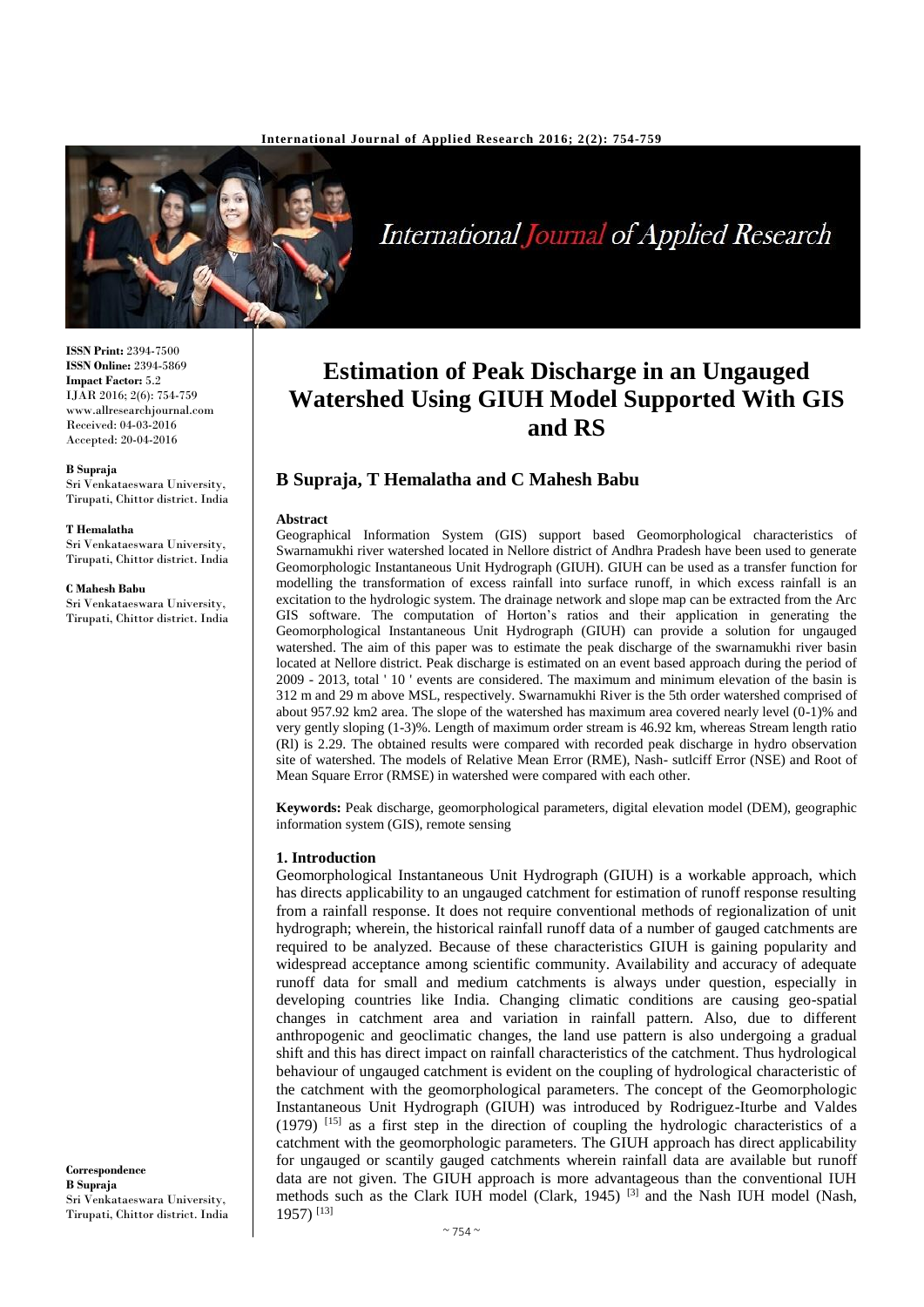**ISSN Print:** 2394-7500
**ISSN Online:** 2394-5869
**Impact Factor:** 5.2
IJAR 2016; 2(6): 754-759
www.allresearchjournal.com
Received: 04-03-2016
Accepted: 20-04-2016

**B Supraja**
Sri Venkataeswara University, Tirupati, Chittor district. India

**T Hemalatha**
Sri Venkataeswara University, Tirupati, Chittor district. India

**C Mahesh Babu**
Sri Venkataeswara University, Tirupati, Chittor district. India

**Correspondence**
**B Supraja**
Sri Venkataeswara University, Tirupati, Chittor district. India

# Estimation of Peak Discharge in an Ungauged Watershed Using GIUH Model Supported With GIS and RS

## B Supraja, T Hemalatha and C Mahesh Babu

**Abstract**

Geographical Information System (GIS) support based Geomorphological characteristics of Swarnamukhi river watershed located in Nellore district of Andhra Pradesh have been used to generate Geomorphologic Instantaneous Unit Hydrograph (GIUH). GIUH can be used as a transfer function for modelling the transformation of excess rainfall into surface runoff, in which excess rainfall is an excitation to the hydrologic system. The drainage network and slope map can be extracted from the Arc GIS software. The computation of Horton's ratios and their application in generating the Geomorphological Instantaneous Unit Hydrograph (GIUH) can provide a solution for ungauged watershed. The aim of this paper was to estimate the peak discharge of the swarnamukhi river basin located at Nellore district. Peak discharge is estimated on an event based approach during the period of 2009 - 2013, total ' 10 ' events are considered. The maximum and minimum elevation of the basin is 312 m and 29 m above MSL, respectively. Swarnamukhi River is the 5th order watershed comprised of about 957.92 km2 area. The slope of the watershed has maximum area covered nearly level (0-1)% and very gently sloping (1-3)%. Length of maximum order stream is 46.92 km, whereas Stream length ratio (Rl) is 2.29. The obtained results were compared with recorded peak discharge in hydro observation site of watershed. The models of Relative Mean Error (RME), Nash- sutlciff Error (NSE) and Root of Mean Square Error (RMSE) in watershed were compared with each other.

**Keywords:** Peak discharge, geomorphological parameters, digital elevation model (DEM), geographic information system (GIS), remote sensing

### 1. Introduction

Geomorphological Instantaneous Unit Hydrograph (GIUH) is a workable approach, which has directs applicability to an ungauged catchment for estimation of runoff response resulting from a rainfall response. It does not require conventional methods of regionalization of unit hydrograph; wherein, the historical rainfall runoff data of a number of gauged catchments are required to be analyzed. Because of these characteristics GIUH is gaining popularity and widespread acceptance among scientific community. Availability and accuracy of adequate runoff data for small and medium catchments is always under question, especially in developing countries like India. Changing climatic conditions are causing geo-spatial changes in catchment area and variation in rainfall pattern. Also, due to different anthropogenic and geoclimatic changes, the land use pattern is also undergoing a gradual shift and this has direct impact on rainfall characteristics of the catchment. Thus hydrological behaviour of ungauged catchment is evident on the coupling of hydrological characteristic of the catchment with the geomorphological parameters. The concept of the Geomorphologic Instantaneous Unit Hydrograph (GIUH) was introduced by Rodriguez-Iturbe and Valdes (1979) [15] as a first step in the direction of coupling the hydrologic characteristics of a catchment with the geomorphologic parameters. The GIUH approach has direct applicability for ungauged or scantily gauged catchments wherein rainfall data are available but runoff data are not given. The GIUH approach is more advantageous than the conventional IUH methods such as the Clark IUH model (Clark, 1945) [3] and the Nash IUH model (Nash, 1957) [13]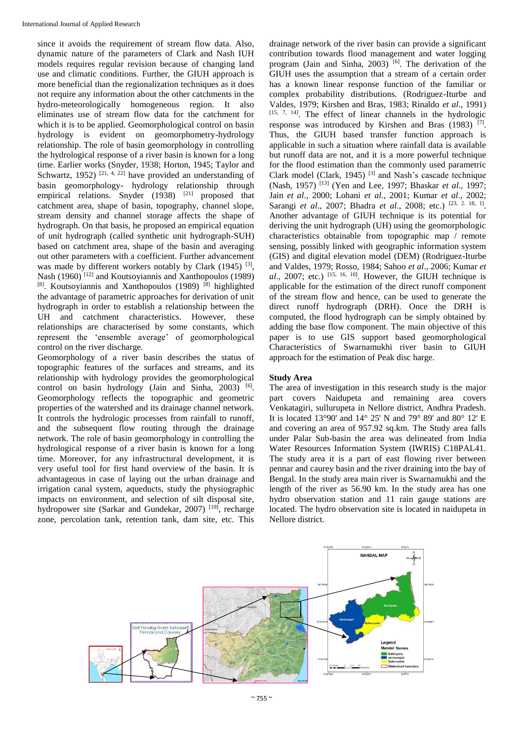since it avoids the requirement of stream flow data. Also, dynamic nature of the parameters of Clark and Nash IUH models requires regular revision because of changing land use and climatic conditions. Further, the GIUH approach is more beneficial than the regionalization techniques as it does not require any information about the other catchments in the hydro-meteorologically homogeneous region. It also eliminates use of stream flow data for the catchment for which it is to be applied. Geomorphological control on basin hydrology is evident on geomorphometry-hydrology relationship. The role of basin geomorphology in controlling the hydrological response of a river basin is known for a long time. Earlier works (Snyder, 1938; Horton, 1945; Taylor and Schwartz, 1952) [21, 4, 22] have provided an understanding of basin geomorphology- hydrology relationship through empirical relations. Snyder (1938) [21] proposed that catchment area, shape of basin, topography, channel slope, stream density and channel storage affects the shape of hydrograph. On that basis, he proposed an empirical equation of unit hydrograph (called synthetic unit hydrograph-SUH) based on catchment area, shape of the basin and averaging out other parameters with a coefficient. Further advancement was made by different workers notably by Clark (1945) [3], Nash (1960) [12] and Koutsoyiannis and Xanthopoulos (1989) [8]. Koutsoyiannis and Xanthopoulos (1989) [8] highlighted the advantage of parametric approaches for derivation of unit hydrograph in order to establish a relationship between the UH and catchment characteristics. However, these relationships are characterised by some constants, which represent the 'ensemble average' of geomorphological control on the river discharge.

Geomorphology of a river basin describes the status of topographic features of the surfaces and streams, and its relationship with hydrology provides the geomorphological control on basin hydrology (Jain and Sinha, 2003) [6]. Geomorphology reflects the topographic and geometric properties of the watershed and its drainage channel network. It controls the hydrologic processes from rainfall to runoff, and the subsequent flow routing through the drainage network. The role of basin geomorphology in controlling the hydrological response of a river basin is known for a long time. Moreover, for any infrastructural development, it is very useful tool for first hand overview of the basin. It is advantageous in case of laying out the urban drainage and irrigation canal system, aqueducts, study the physiographic impacts on environment, and selection of silt disposal site, hydropower site (Sarkar and Gundekar, 2007) [19], recharge zone, percolation tank, retention tank, dam site, etc. This drainage network of the river basin can provide a significant contribution towards flood management and water logging program (Jain and Sinha, 2003) [6]. The derivation of the GIUH uses the assumption that a stream of a certain order has a known linear response function of the familiar or complex probability distributions. (Rodriguez-Iturbe and Valdes, 1979; Kirshen and Bras, 1983; Rinaldo *et al*., 1991) [15, 7, 14]. The effect of linear channels in the hydrologic response was introduced by Kirshen and Bras (1983) [7]. Thus, the GIUH based transfer function approach is applicable in such a situation where rainfall data is available but runoff data are not, and it is a more powerful technique for the flood estimation than the commonly used parametric Clark model (Clark, 1945) [3] and Nash's cascade technique (Nash, 1957) [13] (Yen and Lee, 1997; Bhaskar *et al*., 1997; Jain *et al*., 2000; Lohani *et al*., 2001; Kumar *et al*., 2002; Sarangi *et al*., 2007; Bhadra *et al*., 2008; etc.) [23, 2, 18, 1]. Another advantage of GIUH technique is its potential for deriving the unit hydrograph (UH) using the geomorphologic characteristics obtainable from topographic map / remote sensing, possibly linked with geographic information system (GIS) and digital elevation model (DEM) (Rodriguez-Iturbe and Valdes, 1979; Rosso, 1984; Sahoo *et al*., 2006; Kumar *et al*., 2007; etc.) [15, 16, 10]. However, the GIUH technique is applicable for the estimation of the direct runoff component of the stream flow and hence, can be used to generate the direct runoff hydrograph (DRH). Once the DRH is computed, the flood hydrograph can be simply obtained by adding the base flow component. The main objective of this paper is to use GIS support based geomorphological Characteristics of Swarnamukhi river basin to GIUH approach for the estimation of Peak disc harge.

## Study Area

The area of investigation in this research study is the major part covers Naidupeta and remaining area covers Venkatagiri, sullurupeta in Nellore district, Andhra Pradesh. It is located 13°90' and 14° 25' N and 79° 89' and 80° 12' E and covering an area of 957.92 sq.km. The Study area falls under Palar Sub-basin the area was delineated from India Water Resources Information System (IWRIS) C18PAL41. The study area it is a part of east flowing river between pennar and caurey basin and the river draining into the bay of Bengal. In the study area main river is Swarnamukhi and the length of the river as 56.90 km. In the study area has one hydro observation station and 11 rain gauge stations are located. The hydro observation site is located in naidupeta in Nellore district.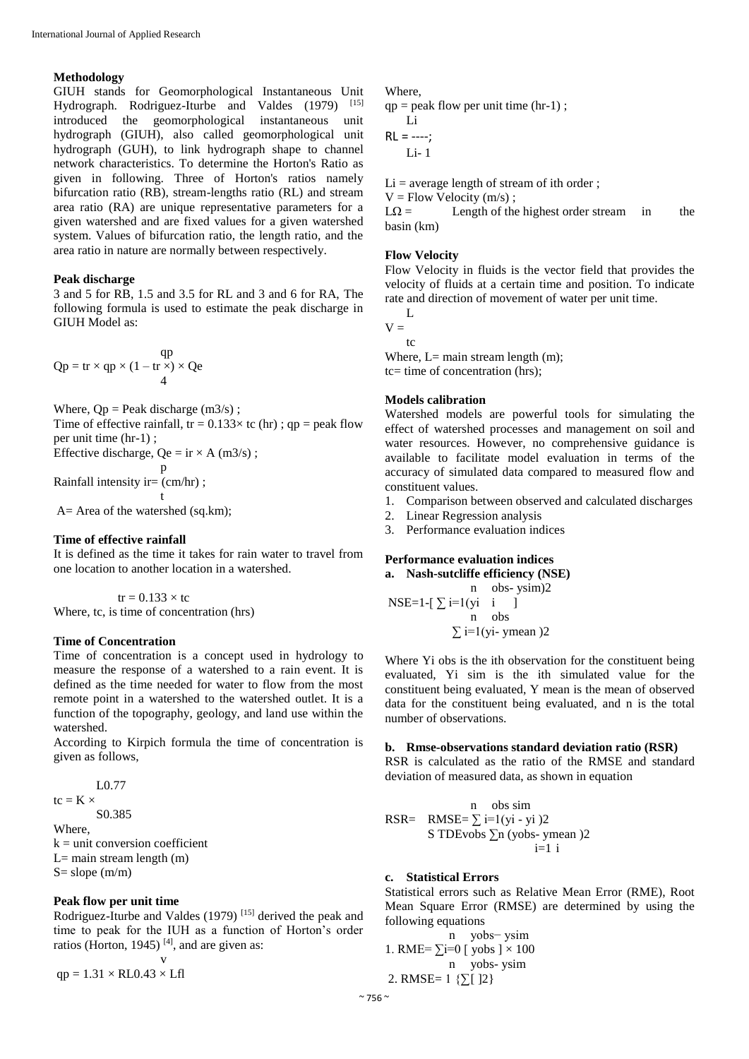## Methodology

GIUH stands for Geomorphological Instantaneous Unit Hydrograph. Rodriguez-Iturbe and Valdes (1979) [15] introduced the geomorphological instantaneous unit hydrograph (GIUH), also called geomorphological unit hydrograph (GUH), to link hydrograph shape to channel network characteristics. To determine the Horton's Ratio as given in following. Three of Horton's ratios namely bifurcation ratio (RB), stream-lengths ratio (RL) and stream area ratio (RA) are unique representative parameters for a given watershed and are fixed values for a given watershed system. Values of bifurcation ratio, the length ratio, and the area ratio in nature are normally between respectively.

### Peak discharge

3 and 5 for RB, 1.5 and 3.5 for RL and 3 and 6 for RA, The following formula is used to estimate the peak discharge in GIUH Model as:

$$Q_p = t_r \times q_p \times \left(1 - t_r \times \frac{q_p}{4}\right) \times Q_e$$

Where, $Q_p$ = Peak discharge (m3/s) ;

Time of effective rainfall, $t_r = 0.133 \times t_c$ (hr) ; $q_p$ = peak flow per unit time (hr-1) ;

Effective discharge, $Q_e = i_r \times A$ (m3/s) ;

Rainfall intensity $i_r = \frac{p}{t}$ (cm/hr) ;

A= Area of the watershed (sq.km);

### Time of effective rainfall

It is defined as the time it takes for rain water to travel from one location to another location in a watershed.

$$t_r = 0.133 \times t_c$$

Where, tc, is time of concentration (hrs)

### Time of Concentration

Time of concentration is a concept used in hydrology to measure the response of a watershed to a rain event. It is defined as the time needed for water to flow from the most remote point in a watershed to the watershed outlet. It is a function of the topography, geology, and land use within the watershed.

According to Kirpich formula the time of concentration is given as follows,

$$t_c = K \times \frac{L^{0.77}}{S^{0.385}}$$

Where,

k = unit conversion coefficient

L= main stream length (m)

S= slope (m/m)

### Peak flow per unit time

Rodriguez-Iturbe and Valdes (1979) [15] derived the peak and time to peak for the IUH as a function of Horton's order ratios (Horton, 1945) [4], and are given as:

$$q_p = 1.31 \times R_L^{0.43} \times \frac{v}{L_{fl}}$$

Where,

$q_p$ = peak flow per unit time (hr-1) ;

$$R_L = \frac{L_i}{L_{i-1}}$$

$L_i$ = average length of stream of ith order ;

V = Flow Velocity (m/s) ;

$L\Omega$ = Length of the highest order stream in the basin (km)

### Flow Velocity

Flow Velocity in fluids is the vector field that provides the velocity of fluids at a certain time and position. To indicate rate and direction of movement of water per unit time.

$$V = \frac{L}{t_c}$$

Where, L= main stream length (m);

tc= time of concentration (hrs);

### Models calibration

Watershed models are powerful tools for simulating the effect of watershed processes and management on soil and water resources. However, no comprehensive guidance is available to facilitate model evaluation in terms of the accuracy of simulated data compared to measured flow and constituent values.

1. Comparison between observed and calculated discharges
2. Linear Regression analysis
3. Performance evaluation indices

### Performance evaluation indices

**a. Nash-sutcliffe efficiency (NSE)**

$$NSE = 1 - \left[\frac{\sum_{i=1}^{n}(y_i^{obs} - y_i^{sim})^2}{\sum_{i=1}^{n}(y_i^{obs} - y^{mean})^2}\right]$$

Where Yi obs is the ith observation for the constituent being evaluated, Yi sim is the ith simulated value for the constituent being evaluated, Y mean is the mean of observed data for the constituent being evaluated, and n is the total number of observations.

**b. Rmse-observations standard deviation ratio (RSR)**

RSR is calculated as the ratio of the RMSE and standard deviation of measured data, as shown in equation

$$RSR = \frac{RMSE}{STDEV_{obs}} = \frac{\sqrt{\sum_{i=1}^{n}(y_i^{obs} - y_i^{sim})^2}}{\sqrt{\sum_{i=1}^{n}(y_i^{obs} - y^{mean})^2}}$$

**c. Statistical Errors**

Statistical errors such as Relative Mean Error (RME), Root Mean Square Error (RMSE) are determined by using the following equations

1. $RME = \sum_{i=0}^{n}\left[\frac{y_{obs} - y_{sim}}{y_{obs}}\right] \times 100$

2. $RMSE = \sqrt{\frac{1}{n}\left\{\sum\left[y_{obs} - y_{sim}\right]^2\right\}}$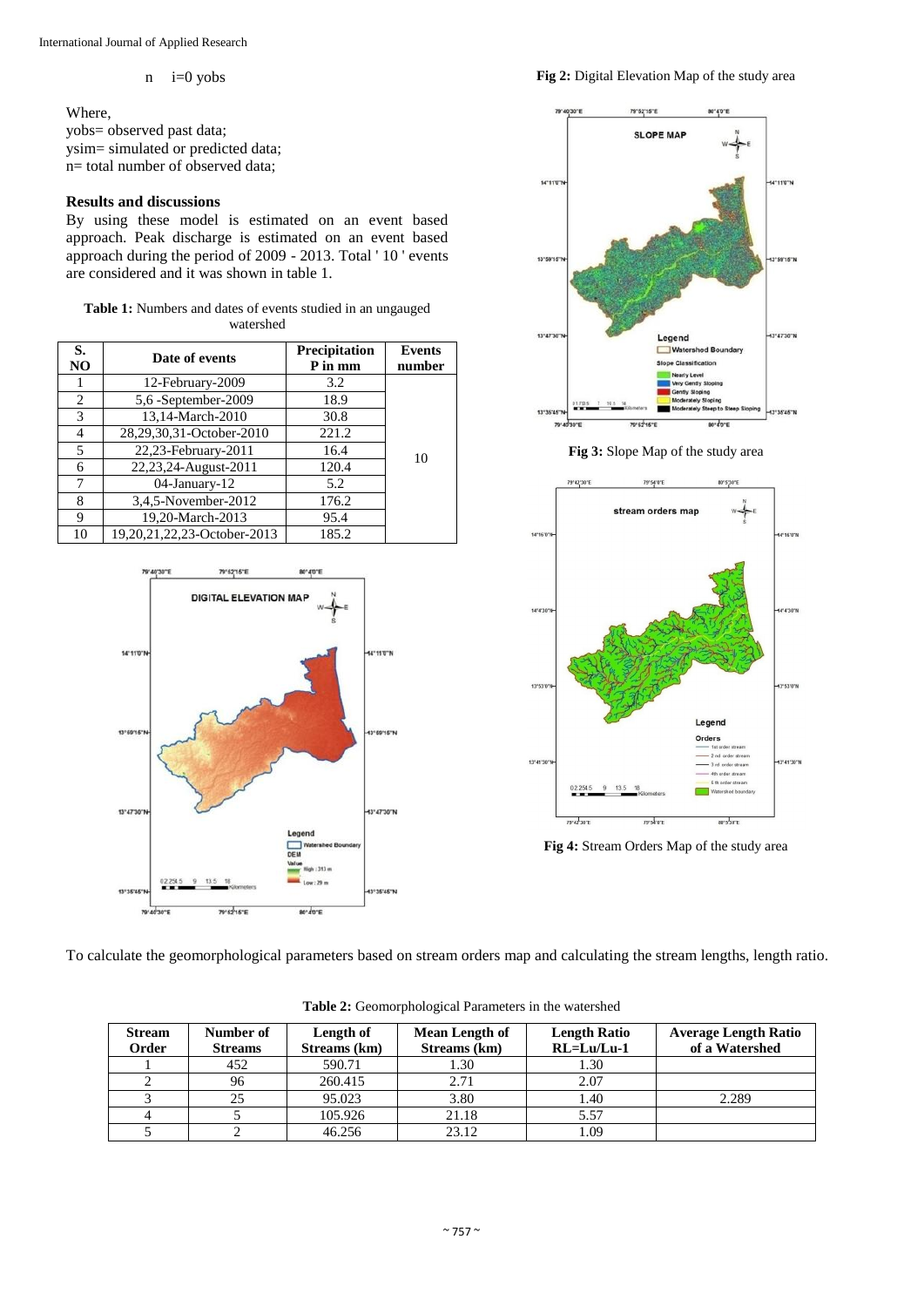n i=0 yobs

Where,
yobs= observed past data;
ysim= simulated or predicted data;
n= total number of observed data;

## Results and discussions

By using these model is estimated on an event based approach. Peak discharge is estimated on an event based approach during the period of 2009 - 2013. Total ' 10 ' events are considered and it was shown in table 1.

**Table 1:** Numbers and dates of events studied in an ungauged watershed

| S. NO | Date of events | Precipitation P in mm | Events number |
|---|---|---|---|
| 1 | 12-February-2009 | 3.2 | 10 |
| 2 | 5,6 -September-2009 | 18.9 | |
| 3 | 13,14-March-2010 | 30.8 | |
| 4 | 28,29,30,31-October-2010 | 221.2 | |
| 5 | 22,23-February-2011 | 16.4 | |
| 6 | 22,23,24-August-2011 | 120.4 | |
| 7 | 04-January-12 | 5.2 | |
| 8 | 3,4,5-November-2012 | 176.2 | |
| 9 | 19,20-March-2013 | 95.4 | |
| 10 | 19,20,21,22,23-October-2013 | 185.2 | |

**Fig 2:** Digital Elevation Map of the study area

**Fig 3:** Slope Map of the study area

**Fig 4:** Stream Orders Map of the study area

To calculate the geomorphological parameters based on stream orders map and calculating the stream lengths, length ratio.

**Table 2:** Geomorphological Parameters in the watershed

| Stream Order | Number of Streams | Length of Streams (km) | Mean Length of Streams (km) | Length Ratio RL=Lu/Lu-1 | Average Length Ratio of a Watershed |
|---|---|---|---|---|---|
| 1 | 452 | 590.71 | 1.30 | 1.30 | 2.289 |
| 2 | 96 | 260.415 | 2.71 | 2.07 | |
| 3 | 25 | 95.023 | 3.80 | 1.40 | |
| 4 | 5 | 105.926 | 21.18 | 5.57 | |
| 5 | 2 | 46.256 | 23.12 | 1.09 | |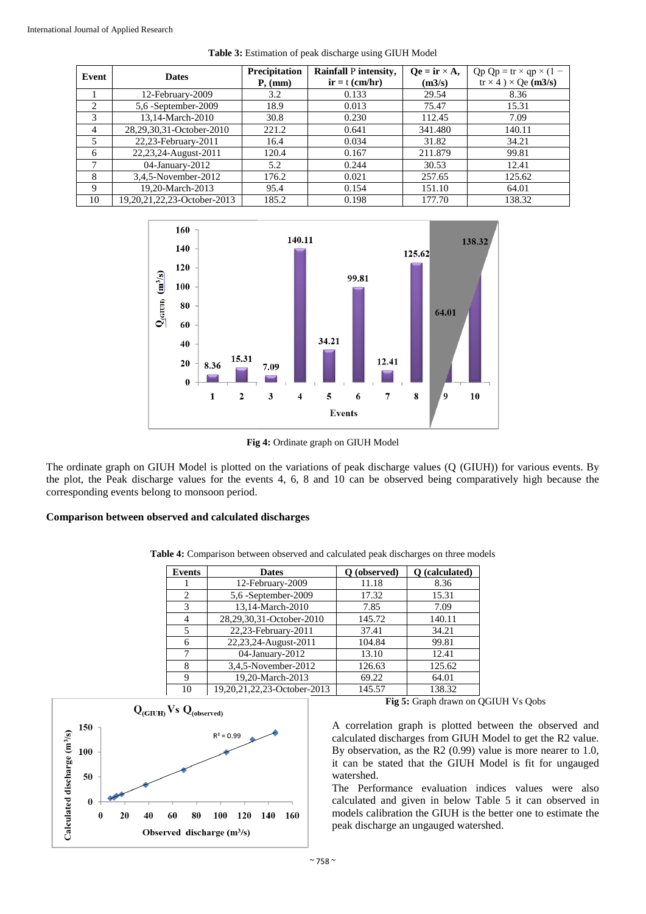**Table 3:** Estimation of peak discharge using GIUH Model

| Event | Dates | Precipitation P, (mm) | Rainfall P intensity, ir = t (cm/hr) | Qe = ir × A, (m3/s) | Qp Qp = tr × qp × (1 − tr × 4 ) × Qe (m3/s) |
|---|---|---|---|---|---|
| 1 | 12-February-2009 | 3.2 | 0.133 | 29.54 | 8.36 |
| 2 | 5,6 -September-2009 | 18.9 | 0.013 | 75.47 | 15.31 |
| 3 | 13,14-March-2010 | 30.8 | 0.230 | 112.45 | 7.09 |
| 4 | 28,29,30,31-October-2010 | 221.2 | 0.641 | 341.480 | 140.11 |
| 5 | 22,23-February-2011 | 16.4 | 0.034 | 31.82 | 34.21 |
| 6 | 22,23,24-August-2011 | 120.4 | 0.167 | 211.879 | 99.81 |
| 7 | 04-January-2012 | 5.2 | 0.244 | 30.53 | 12.41 |
| 8 | 3,4,5-November-2012 | 176.2 | 0.021 | 257.65 | 125.62 |
| 9 | 19,20-March-2013 | 95.4 | 0.154 | 151.10 | 64.01 |
| 10 | 19,20,21,22,23-October-2013 | 185.2 | 0.198 | 177.70 | 138.32 |

**Fig 4:** Ordinate graph on GIUH Model

The ordinate graph on GIUH Model is plotted on the variations of peak discharge values (Q (GIUH)) for various events. By the plot, the Peak discharge values for the events 4, 6, 8 and 10 can be observed being comparatively high because the corresponding events belong to monsoon period.

### Comparison between observed and calculated discharges

**Table 4:** Comparison between observed and calculated peak discharges on three models

| Events | Dates | Q (observed) | Q (calculated) |
|---|---|---|---|
| 1 | 12-February-2009 | 11.18 | 8.36 |
| 2 | 5,6 -September-2009 | 17.32 | 15.31 |
| 3 | 13,14-March-2010 | 7.85 | 7.09 |
| 4 | 28,29,30,31-October-2010 | 145.72 | 140.11 |
| 5 | 22,23-February-2011 | 37.41 | 34.21 |
| 6 | 22,23,24-August-2011 | 104.84 | 99.81 |
| 7 | 04-January-2012 | 13.10 | 12.41 |
| 8 | 3,4,5-November-2012 | 126.63 | 125.62 |
| 9 | 19,20-March-2013 | 69.22 | 64.01 |
| 10 | 19,20,21,22,23-October-2013 | 145.57 | 138.32 |

**Fig 5:** Graph drawn on QGIUH Vs Qobs

A correlation graph is plotted between the observed and calculated discharges from GIUH Model to get the R2 value. By observation, as the R2 (0.99) value is more nearer to 1.0, it can be stated that the GIUH Model is fit for ungauged watershed.

The Performance evaluation indices values were also calculated and given in below Table 5 it can observed in models calibration the GIUH is the better one to estimate the peak discharge an ungauged watershed.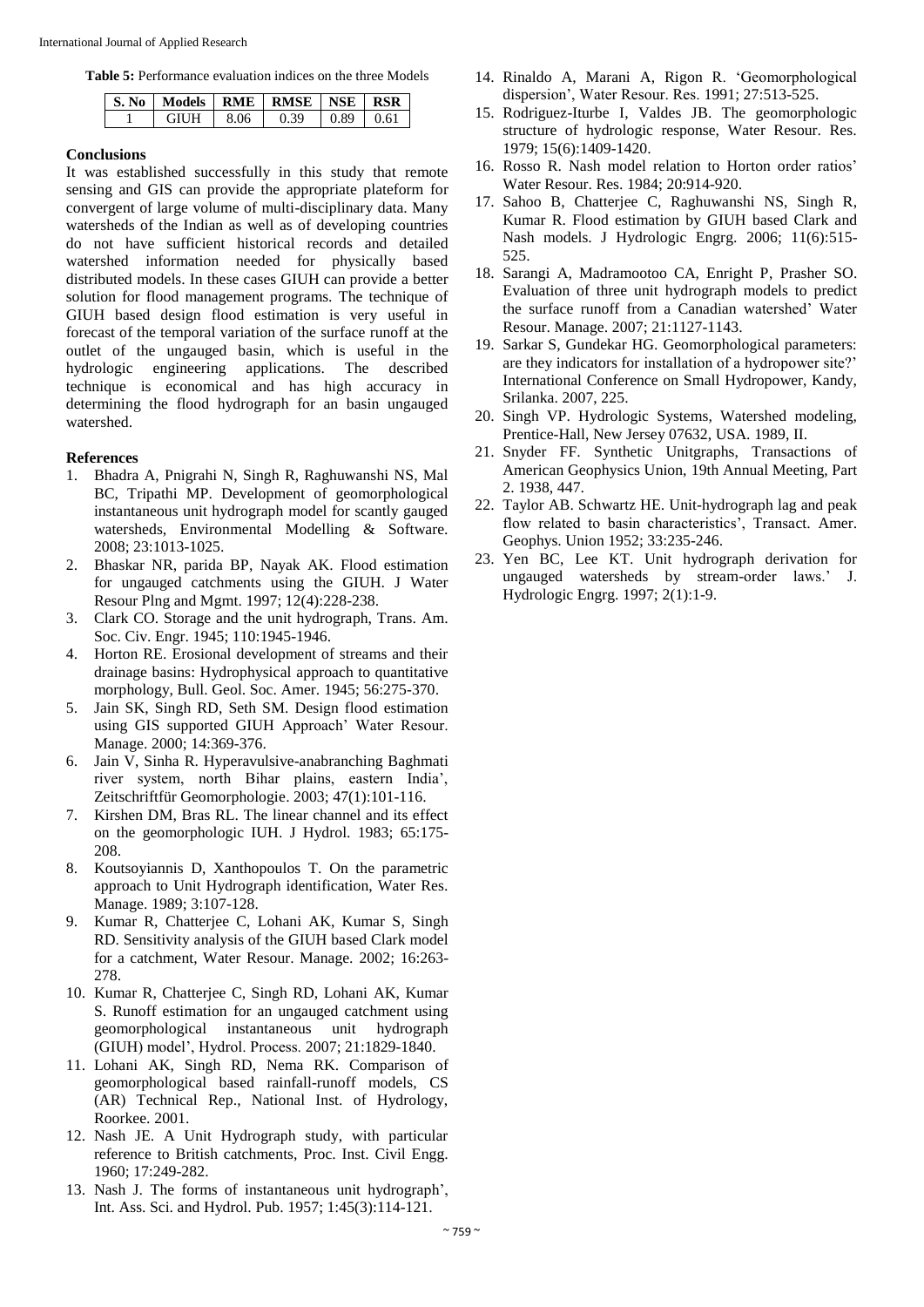**Table 5:** Performance evaluation indices on the three Models

| S. No | Models | RME | RMSE | NSE | RSR |
|---|---|---|---|---|---|
| 1 | GIUH | 8.06 | 0.39 | 0.89 | 0.61 |

## Conclusions

It was established successfully in this study that remote sensing and GIS can provide the appropriate plateform for convergent of large volume of multi-disciplinary data. Many watersheds of the Indian as well as of developing countries do not have sufficient historical records and detailed watershed information needed for physically based distributed models. In these cases GIUH can provide a better solution for flood management programs. The technique of GIUH based design flood estimation is very useful in forecast of the temporal variation of the surface runoff at the outlet of the ungauged basin, which is useful in the hydrologic engineering applications. The described technique is economical and has high accuracy in determining the flood hydrograph for an basin ungauged watershed.

## References

1. Bhadra A, Pnigrahi N, Singh R, Raghuwanshi NS, Mal BC, Tripathi MP. Development of geomorphological instantaneous unit hydrograph model for scantly gauged watersheds, Environmental Modelling & Software. 2008; 23:1013-1025.
2. Bhaskar NR, parida BP, Nayak AK. Flood estimation for ungauged catchments using the GIUH. J Water Resour Plng and Mgmt. 1997; 12(4):228-238.
3. Clark CO. Storage and the unit hydrograph, Trans. Am. Soc. Civ. Engr. 1945; 110:1945-1946.
4. Horton RE. Erosional development of streams and their drainage basins: Hydrophysical approach to quantitative morphology, Bull. Geol. Soc. Amer. 1945; 56:275-370.
5. Jain SK, Singh RD, Seth SM. Design flood estimation using GIS supported GIUH Approach' Water Resour. Manage. 2000; 14:369-376.
6. Jain V, Sinha R. Hyperavulsive-anabranching Baghmati river system, north Bihar plains, eastern India', Zeitschriftfür Geomorphologie. 2003; 47(1):101-116.
7. Kirshen DM, Bras RL. The linear channel and its effect on the geomorphologic IUH. J Hydrol. 1983; 65:175-208.
8. Koutsoyiannis D, Xanthopoulos T. On the parametric approach to Unit Hydrograph identification, Water Res. Manage. 1989; 3:107-128.
9. Kumar R, Chatterjee C, Lohani AK, Kumar S, Singh RD. Sensitivity analysis of the GIUH based Clark model for a catchment, Water Resour. Manage. 2002; 16:263-278.
10. Kumar R, Chatterjee C, Singh RD, Lohani AK, Kumar S. Runoff estimation for an ungauged catchment using geomorphological instantaneous unit hydrograph (GIUH) model', Hydrol. Process. 2007; 21:1829-1840.
11. Lohani AK, Singh RD, Nema RK. Comparison of geomorphological based rainfall-runoff models, CS (AR) Technical Rep., National Inst. of Hydrology, Roorkee. 2001.
12. Nash JE. A Unit Hydrograph study, with particular reference to British catchments, Proc. Inst. Civil Engg. 1960; 17:249-282.
13. Nash J. The forms of instantaneous unit hydrograph', Int. Ass. Sci. and Hydrol. Pub. 1957; 1:45(3):114-121.
14. Rinaldo A, Marani A, Rigon R. 'Geomorphological dispersion', Water Resour. Res. 1991; 27:513-525.
15. Rodriguez-Iturbe I, Valdes JB. The geomorphologic structure of hydrologic response, Water Resour. Res. 1979; 15(6):1409-1420.
16. Rosso R. Nash model relation to Horton order ratios' Water Resour. Res. 1984; 20:914-920.
17. Sahoo B, Chatterjee C, Raghuwanshi NS, Singh R, Kumar R. Flood estimation by GIUH based Clark and Nash models. J Hydrologic Engrg. 2006; 11(6):515-525.
18. Sarangi A, Madramootoo CA, Enright P, Prasher SO. Evaluation of three unit hydrograph models to predict the surface runoff from a Canadian watershed' Water Resour. Manage. 2007; 21:1127-1143.
19. Sarkar S, Gundekar HG. Geomorphological parameters: are they indicators for installation of a hydropower site?' International Conference on Small Hydropower, Kandy, Srilanka. 2007, 225.
20. Singh VP. Hydrologic Systems, Watershed modeling, Prentice-Hall, New Jersey 07632, USA. 1989, II.
21. Snyder FF. Synthetic Unitgraphs, Transactions of American Geophysics Union, 19th Annual Meeting, Part 2. 1938, 447.
22. Taylor AB. Schwartz HE. Unit-hydrograph lag and peak flow related to basin characteristics', Transact. Amer. Geophys. Union 1952; 33:235-246.
23. Yen BC, Lee KT. Unit hydrograph derivation for ungauged watersheds by stream-order laws.' J. Hydrologic Engrg. 1997; 2(1):1-9.